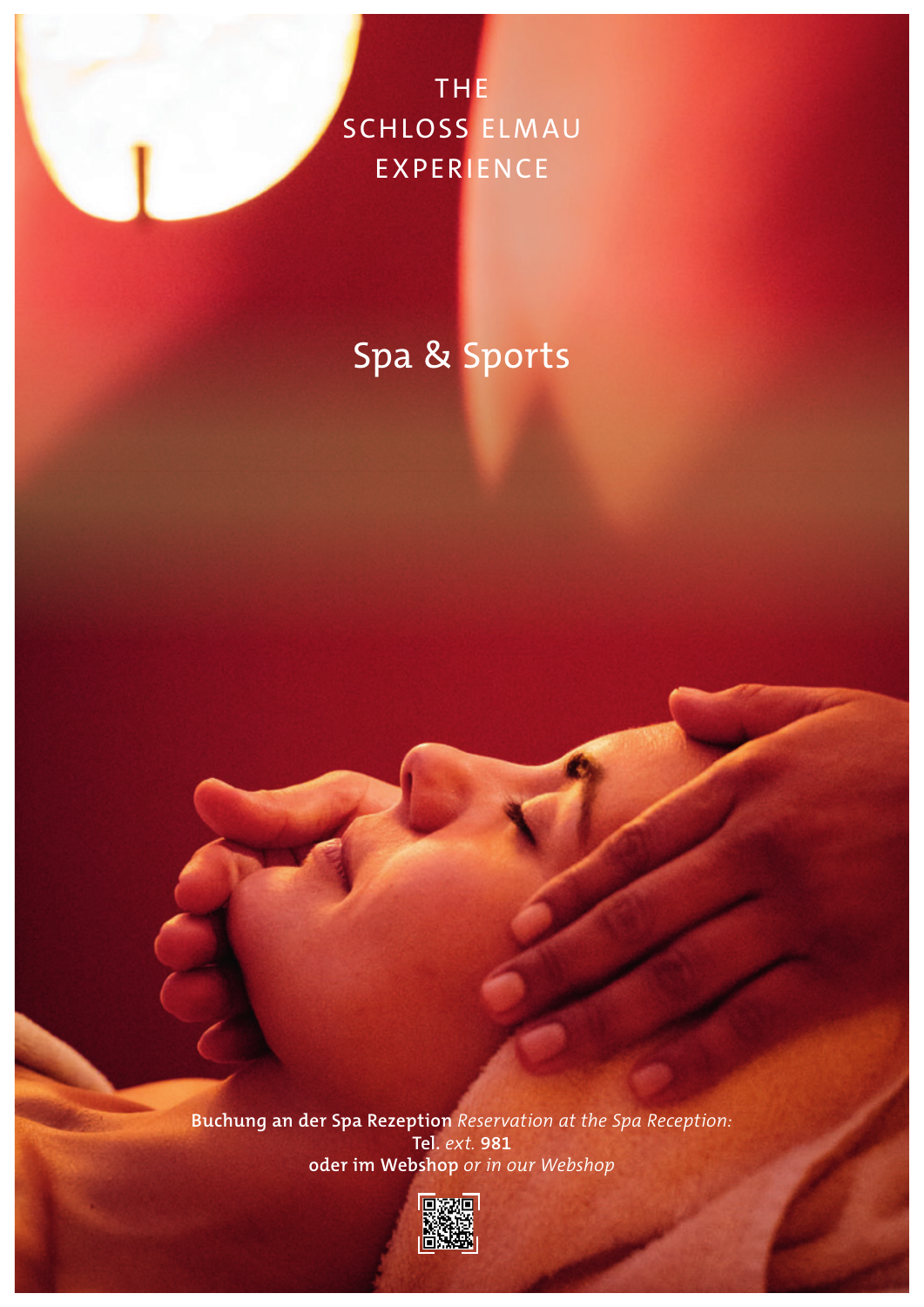THE
SCHLOSS ELMAU
EXPERIENCE

# Spa & Sports

**Buchung an der Spa Rezeption** *Reservation at the Spa Reception:*
**Tel.** *ext.* **981**
**oder im Webshop** *or in our Webshop*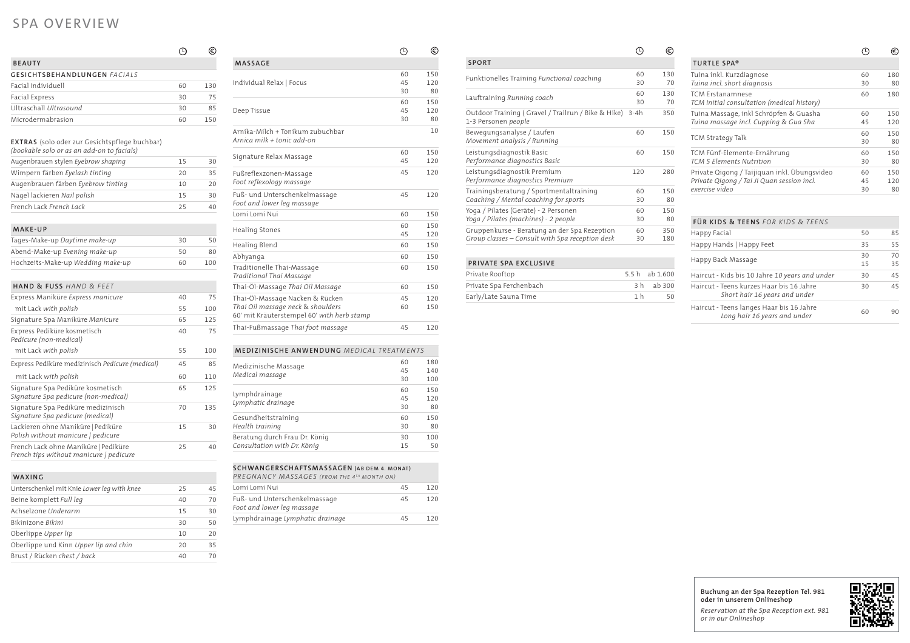# SPA OVERVIEW

| BEAUTY | 🕒 | € |
|---|---|---|
| **GESICHTSBEHANDLUNGEN** *FACIALS* | | |
| Facial Individuell | 60 | 130 |
| Facial Express | 30 | 75 |
| Ultraschall *Ultrasound* | 30 | 85 |
| Microdermabrasion | 60 | 150 |

**EXTRAS** (solo oder zur Gesichtspflege buchbar)
*(bookable solo or as an add-on to facials)*

| | 🕒 | € |
|---|---|---|
| Augenbrauen stylen *Eyebrow shaping* | 15 | 30 |
| Wimpern färben *Eyelash tinting* | 20 | 35 |
| Augenbrauen färben *Eyebrow tinting* | 10 | 20 |
| Nägel lackieren *Nail polish* | 15 | 30 |
| French Lack *French Lack* | 25 | 40 |

| MAKE-UP | 🕒 | € |
|---|---|---|
| Tages-Make-up *Daytime make-up* | 30 | 50 |
| Abend-Make-up *Evening make-up* | 50 | 80 |
| Hochzeits-Make-up *Wedding make-up* | 60 | 100 |

| HAND & FUSS *HAND & FEET* | 🕒 | € |
|---|---|---|
| Express Maniküre *Express manicure* | 40 | 75 |
| mit Lack *with polish* | 55 | 100 |
| Signature Spa Maniküre *Manicure* | 65 | 125 |
| Express Pediküre kosmetisch *Pedicure (non-medical)* | 40 | 75 |
| mit Lack *with polish* | 55 | 100 |
| Express Pediküre medizinisch *Pedicure (medical)* | 45 | 85 |
| mit Lack *with polish* | 60 | 110 |
| Signature Spa Pediküre kosmetisch *Signature Spa pedicure (non-medical)* | 65 | 125 |
| Signature Spa Pediküre medizinisch *Signature Spa pedicure (medical)* | 70 | 135 |
| Lackieren ohne Maniküre \| Pediküre *Polish without manicure \| pedicure* | 15 | 30 |
| French Lack ohne Maniküre \| Pediküre *French tips without manicure \| pedicure* | 25 | 40 |

| WAXING | 🕒 | € |
|---|---|---|
| Unterschenkel mit Knie *Lower leg with knee* | 25 | 45 |
| Beine komplett *Full leg* | 40 | 70 |
| Achselzone *Underarm* | 15 | 30 |
| Bikinizone *Bikini* | 30 | 50 |
| Oberlippe *Upper lip* | 10 | 20 |
| Oberlippe und Kinn *Upper lip and chin* | 20 | 35 |
| Brust / Rücken *chest / back* | 40 | 70 |

| MASSAGE | 🕒 | € |
|---|---|---|
| Individual Relax \| Focus | 60<br>45<br>30 | 150<br>120<br>80 |
| Deep Tissue | 60<br>45<br>30 | 150<br>120<br>80 |
| Arnika-Milch + Tonikum zubuchbar *Arnica milk + tonic add-on* | | 10 |
| Signature Relax Massage | 60<br>45 | 150<br>120 |
| Fußreflexzonen-Massage *Foot reflexology massage* | 45 | 120 |
| Fuß- und Unterschenkelmassage *Foot and lower leg massage* | 45 | 120 |
| Lomi Lomi Nui | 60 | 150 |
| Healing Stones | 60<br>45 | 150<br>120 |
| Healing Blend | 60 | 150 |
| Abhyanga | 60 | 150 |
| Traditionelle Thai-Massage *Traditional Thai Massage* | 60 | 150 |
| Thai-Öl-Massage *Thai Oil Massage* | 60 | 150 |
| Thai-Öl-Massage Nacken & Rücken *Thai Oil massage neck & shoulders* 60' mit Kräuterstempel *60' with herb stamp* | 45<br>60 | 120<br>150 |
| Thai-Fußmassage *Thai foot massage* | 45 | 120 |

| MEDIZINISCHE ANWENDUNG *MEDICAL TREATMENTS* | 🕒 | € |
|---|---|---|
| Medizinische Massage *Medical massage* | 60<br>45<br>30 | 180<br>140<br>100 |
| Lymphdrainage *Lymphatic drainage* | 60<br>45<br>30 | 150<br>120<br>80 |
| Gesundheitstraining *Health training* | 60<br>30 | 150<br>80 |
| Beratung durch Frau Dr. König *Consultation with Dr. König* | 30<br>15 | 100<br>50 |

| SCHWANGERSCHAFTSMASSAGEN (AB DEM 4. MONAT) *PREGNANCY MASSAGES (FROM THE 4TH MONTH ON)* | 🕒 | € |
|---|---|---|
| Lomi Lomi Nui | 45 | 120 |
| Fuß- und Unterschenkelmassage *Foot and lower leg massage* | 45 | 120 |
| Lymphdrainage *Lymphatic drainage* | 45 | 120 |

| SPORT | 🕒 | € |
|---|---|---|
| Funktionelles Training *Functional coaching* | 60<br>30 | 130<br>70 |
| Lauftraining *Running coach* | 60<br>30 | 130<br>70 |
| Outdoor Training ( Gravel / Trailrun / Bike & Hike) 1-3 Personen *people* | 3-4h | 350 |
| Bewegungsanalyse / Laufen *Movement analysis / Running* | 60 | 150 |
| Leistungsdiagnostik Basic *Performance diagnostics Basic* | 60 | 150 |
| Leistungsdiagnostik Premium *Performance diagnostics Premium* | 120 | 280 |
| Trainingsberatung / Sportmentaltraining *Coaching / Mental coaching for sports* | 60<br>30 | 150<br>80 |
| Yoga / Pilates (Geräte) - 2 Personen *Yoga / Pilates (machines) - 2 people* | 60<br>30 | 150<br>80 |
| Gruppenkurse - Beratung an der Spa Rezeption *Group classes – Consult with Spa reception desk* | 60<br>30 | 350<br>180 |

| PRIVATE SPA EXCLUSIVE | | |
|---|---|---|
| Private Rooftop | 5.5 h | ab 1.600 |
| Private Spa Ferchenbach | 3 h | ab 300 |
| Early/Late Sauna Time | 1 h | 50 |

| TURTLE SPA® | 🕒 | € |
|---|---|---|
| Tuina inkl. Kurzdiagnose *Tuina incl. short diagnosis* | 60<br>30 | 180<br>80 |
| TCM Erstanamnese *TCM Initial consultation (medical history)* | 60 | 180 |
| Tuina Massage, inkl Schröpfen & Guasha *Tuina massage incl. Cupping & Gua Sha* | 60<br>45 | 150<br>120 |
| TCM Strategy Talk | 60<br>30 | 150<br>80 |
| TCM Fünf-Elemente-Ernährung *TCM 5 Elements Nutrition* | 60<br>30 | 150<br>80 |
| Private Qigong / Taijiquan inkl. Übungsvideo *Private Qigong / Tai Ji Quan session incl. exercise video* | 60<br>45<br>30 | 150<br>120<br>80 |

| FÜR KIDS & TEENS *FOR KIDS & TEENS* | | |
|---|---|---|
| Happy Facial | 50 | 85 |
| Happy Hands \| Happy Feet | 35 | 55 |
| Happy Back Massage | 30<br>15 | 70<br>35 |
| Haircut - Kids bis 10 Jahre *10 years and under* | 30 | 45 |
| Haircut - Teens kurzes Haar bis 16 Jahre *Short hair 16 years and under* | 30 | 45 |
| Haircut - Teens langes Haar bis 16 Jahre *Long hair 16 years and under* | 60 | 90 |

**Buchung an der Spa Rezeption Tel. 981 oder in unserem Onlineshop**
*Reservation at the Spa Reception ext. 981 or in our Onlineshop*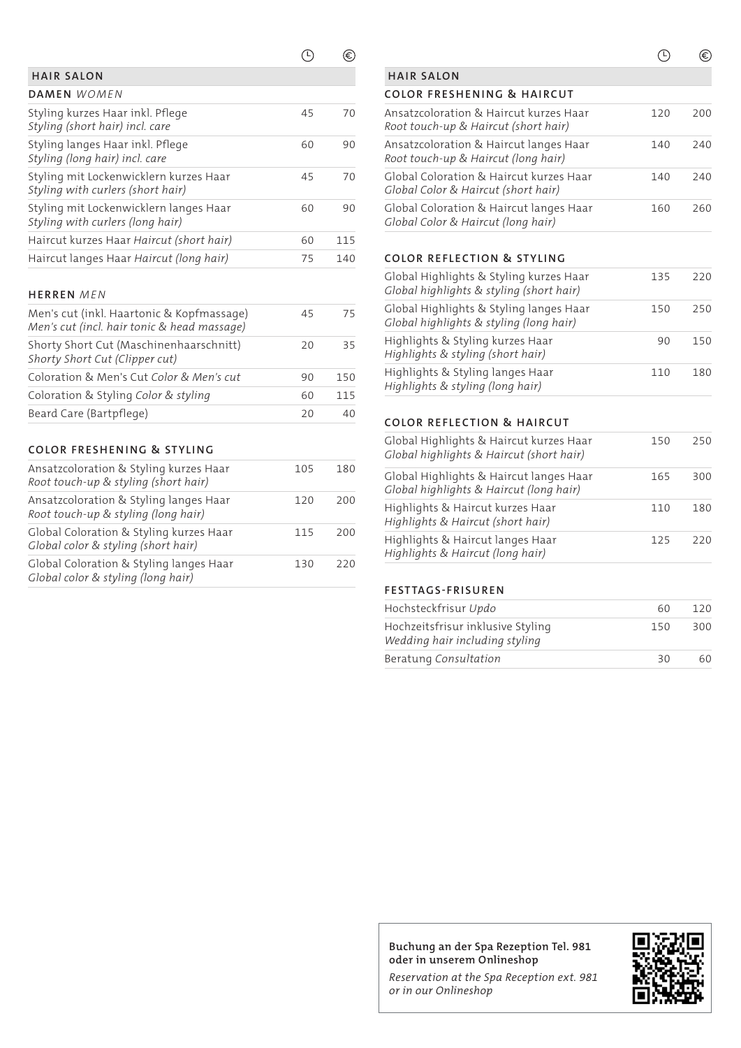## HAIR SALON

### DAMEN *WOMEN*

| | ⏱ | € |
|---|---|---|
| Styling kurzes Haar inkl. Pflege *Styling (short hair) incl. care* | 45 | 70 |
| Styling langes Haar inkl. Pflege *Styling (long hair) incl. care* | 60 | 90 |
| Styling mit Lockenwicklern kurzes Haar *Styling with curlers (short hair)* | 45 | 70 |
| Styling mit Lockenwicklern langes Haar *Styling with curlers (long hair)* | 60 | 90 |
| Haircut kurzes Haar *Haircut (short hair)* | 60 | 115 |
| Haircut langes Haar *Haircut (long hair)* | 75 | 140 |

### HERREN *MEN*

| | ⏱ | € |
|---|---|---|
| Men's cut (inkl. Haartonic & Kopfmassage) *Men's cut (incl. hair tonic & head massage)* | 45 | 75 |
| Shorty Short Cut (Maschinenhaarschnitt) *Shorty Short Cut (Clipper cut)* | 20 | 35 |
| Coloration & Men's Cut *Color & Men's cut* | 90 | 150 |
| Coloration & Styling *Color & styling* | 60 | 115 |
| Beard Care (Bartpflege) | 20 | 40 |

### COLOR FRESHENING & STYLING

| | ⏱ | € |
|---|---|---|
| Ansatzcoloration & Styling kurzes Haar *Root touch-up & styling (short hair)* | 105 | 180 |
| Ansatzcoloration & Styling langes Haar *Root touch-up & styling (long hair)* | 120 | 200 |
| Global Coloration & Styling kurzes Haar *Global color & styling (short hair)* | 115 | 200 |
| Global Coloration & Styling langes Haar *Global color & styling (long hair)* | 130 | 220 |

## HAIR SALON

### COLOR FRESHENING & HAIRCUT

| | ⏱ | € |
|---|---|---|
| Ansatzcoloration & Haircut kurzes Haar *Root touch-up & Haircut (short hair)* | 120 | 200 |
| Ansatzcoloration & Haircut langes Haar *Root touch-up & Haircut (long hair)* | 140 | 240 |
| Global Coloration & Haircut kurzes Haar *Global Color & Haircut (short hair)* | 140 | 240 |
| Global Coloration & Haircut langes Haar *Global Color & Haircut (long hair)* | 160 | 260 |

### COLOR REFLECTION & STYLING

| | ⏱ | € |
|---|---|---|
| Global Highlights & Styling kurzes Haar *Global highlights & styling (short hair)* | 135 | 220 |
| Global Highlights & Styling langes Haar *Global highlights & styling (long hair)* | 150 | 250 |
| Highlights & Styling kurzes Haar *Highlights & styling (short hair)* | 90 | 150 |
| Highlights & Styling langes Haar *Highlights & styling (long hair)* | 110 | 180 |

### COLOR REFLECTION & HAIRCUT

| | ⏱ | € |
|---|---|---|
| Global Highlights & Haircut kurzes Haar *Global highlights & Haircut (short hair)* | 150 | 250 |
| Global Highlights & Haircut langes Haar *Global highlights & Haircut (long hair)* | 165 | 300 |
| Highlights & Haircut kurzes Haar *Highlights & Haircut (short hair)* | 110 | 180 |
| Highlights & Haircut langes Haar *Highlights & Haircut (long hair)* | 125 | 220 |

### FESTTAGS-FRISUREN

| | ⏱ | € |
|---|---|---|
| Hochsteckfrisur *Updo* | 60 | 120 |
| Hochzeitsfrisur inklusive Styling *Wedding hair including styling* | 150 | 300 |
| Beratung *Consultation* | 30 | 60 |

**Buchung an der Spa Rezeption Tel. 981 oder in unserem Onlineshop**

*Reservation at the Spa Reception ext. 981 or in our Onlineshop*